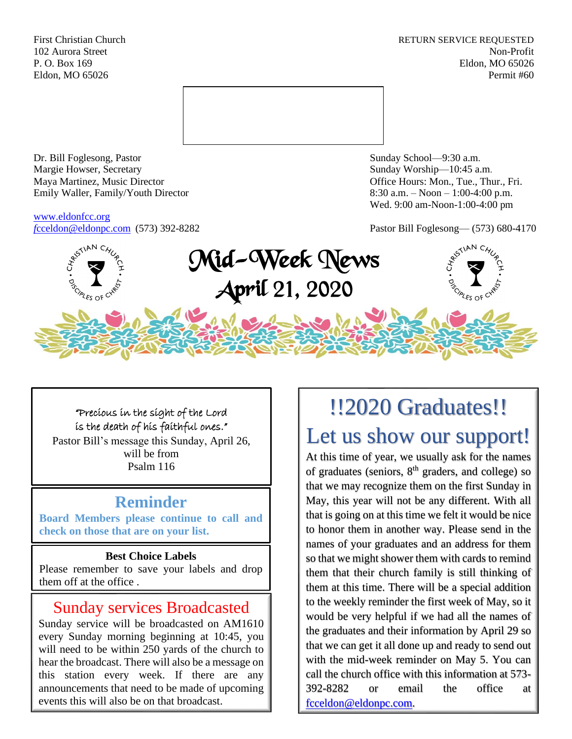First Christian Church
102 Aurora Street
P. O. Box 169
Eldon, MO 65026

RETURN SERVICE REQUESTED
Non-Profit
Eldon, MO 65026
Permit #60

Dr. Bill Foglesong, Pastor
Margie Howser, Secretary
Maya Martinez, Music Director
Emily Waller, Family/Youth Director

www.eldonfcc.org
fcceldon@eldonpc.com (573) 392-8282

Sunday School—9:30 a.m.
Sunday Worship—10:45 a.m.
Office Hours: Mon., Tue., Thur., Fri.
8:30 a.m. – Noon – 1:00-4:00 p.m.
Wed. 9:00 am-Noon-1:00-4:00 pm

Pastor Bill Foglesong— (573) 680-4170

# Mid-Week News
## April 21, 2020

"Precious in the sight of the Lord is the death of his faithful ones."
Pastor Bill's message this Sunday, April 26, will be from
Psalm 116

## Reminder

**Board Members please continue to call and check on those that are on your list.**

**Best Choice Labels**

Please remember to save your labels and drop them off at the office .

## Sunday services Broadcasted

Sunday service will be broadcasted on AM1610 every Sunday morning beginning at 10:45, you will need to be within 250 yards of the church to hear the broadcast. There will also be a message on this station every week. If there are any announcements that need to be made of upcoming events this will also be on that broadcast.

## !!2020 Graduates!!
## Let us show our support!

At this time of year, we usually ask for the names of graduates (seniors, 8th graders, and college) so that we may recognize them on the first Sunday in May, this year will not be any different. With all that is going on at this time we felt it would be nice to honor them in another way. Please send in the names of your graduates and an address for them so that we might shower them with cards to remind them that their church family is still thinking of them at this time. There will be a special addition to the weekly reminder the first week of May, so it would be very helpful if we had all the names of the graduates and their information by April 29 so that we can get it all done up and ready to send out with the mid-week reminder on May 5. You can call the church office with this information at 573-392-8282 or email the office at fcceldon@eldonpc.com.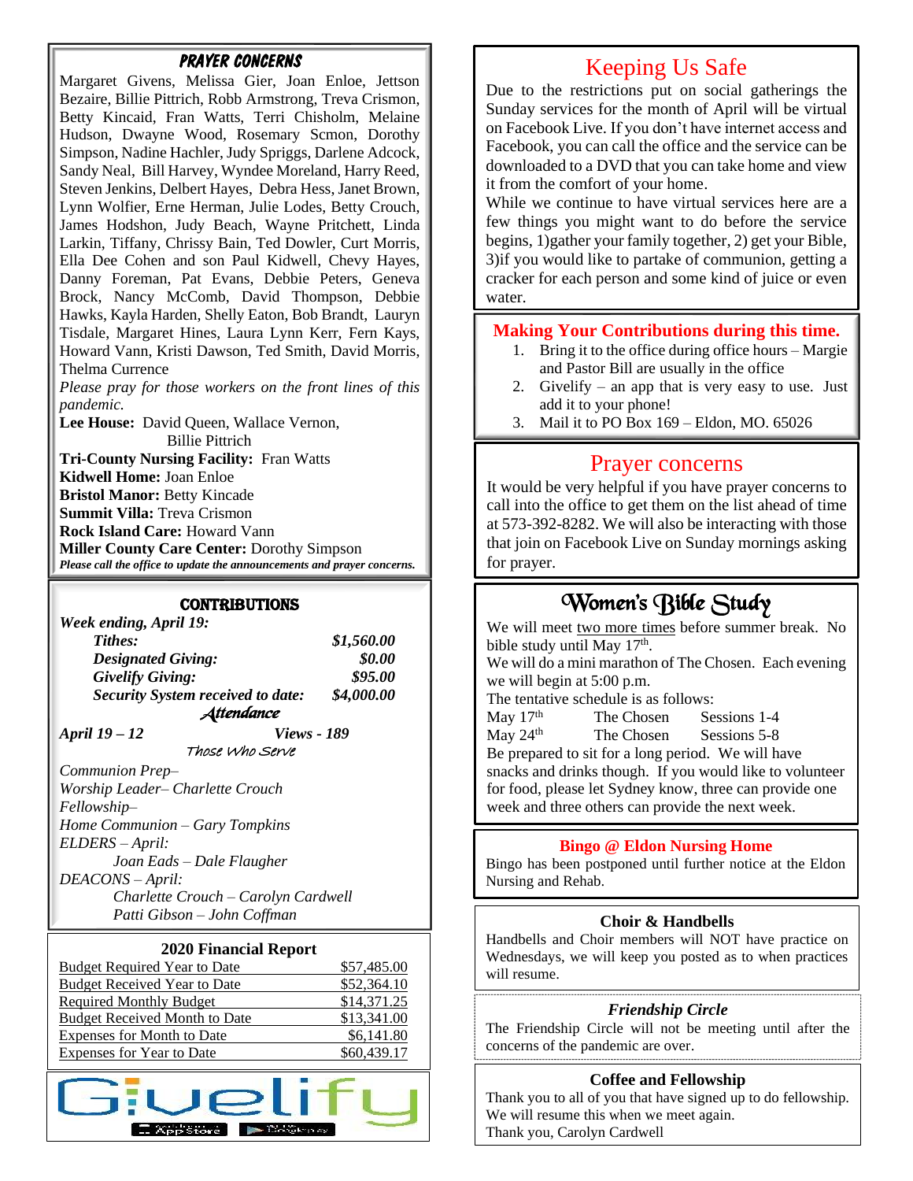## PRAYER CONCERNS

Margaret Givens, Melissa Gier, Joan Enloe, Jettson Bezaire, Billie Pittrich, Robb Armstrong, Treva Crismon, Betty Kincaid, Fran Watts, Terri Chisholm, Melaine Hudson, Dwayne Wood, Rosemary Scmon, Dorothy Simpson, Nadine Hachler, Judy Spriggs, Darlene Adcock, Sandy Neal, Bill Harvey, Wyndee Moreland, Harry Reed, Steven Jenkins, Delbert Hayes, Debra Hess, Janet Brown, Lynn Wolfier, Erne Herman, Julie Lodes, Betty Crouch, James Hodshon, Judy Beach, Wayne Pritchett, Linda Larkin, Tiffany, Chrissy Bain, Ted Dowler, Curt Morris, Ella Dee Cohen and son Paul Kidwell, Chevy Hayes, Danny Foreman, Pat Evans, Debbie Peters, Geneva Brock, Nancy McComb, David Thompson, Debbie Hawks, Kayla Harden, Shelly Eaton, Bob Brandt, Lauryn Tisdale, Margaret Hines, Laura Lynn Kerr, Fern Kays, Howard Vann, Kristi Dawson, Ted Smith, David Morris, Thelma Currence

*Please pray for those workers on the front lines of this pandemic.*

**Lee House:** David Queen, Wallace Vernon, Billie Pittrich
**Tri-County Nursing Facility:** Fran Watts
**Kidwell Home:** Joan Enloe
**Bristol Manor:** Betty Kincade
**Summit Villa:** Treva Crismon
**Rock Island Care:** Howard Vann
**Miller County Care Center:** Dorothy Simpson

***Please call the office to update the announcements and prayer concerns.***

## CONTRIBUTIONS

***Week ending, April 19:***

| | |
|---|---|
| ***Tithes:*** | ***$1,560.00*** |
| ***Designated Giving:*** | ***$0.00*** |
| ***Givelify Giving:*** | ***$95.00*** |
| ***Security System received to date:*** | ***$4,000.00*** |

### *Attendance*

***April 19 – 12*** ***Views - 189***

*Those Who Serve*

*Communion Prep–*
*Worship Leader– Charlette Crouch*
*Fellowship–*
*Home Communion – Gary Tompkins*
*ELDERS – April:*
*Joan Eads – Dale Flaugher*
*DEACONS – April:*
*Charlette Crouch – Carolyn Cardwell*
*Patti Gibson – John Coffman*

### 2020 Financial Report

| | |
|---|---|
| Budget Required Year to Date | $57,485.00 |
| Budget Received Year to Date | $52,364.10 |
| Required Monthly Budget | $14,371.25 |
| Budget Received Month to Date | $13,341.00 |
| Expenses for Month to Date | $6,141.80 |
| Expenses for Year to Date | $60,439.17 |

Givelify

## Keeping Us Safe

Due to the restrictions put on social gatherings the Sunday services for the month of April will be virtual on Facebook Live. If you don't have internet access and Facebook, you can call the office and the service can be downloaded to a DVD that you can take home and view it from the comfort of your home.

While we continue to have virtual services here are a few things you might want to do before the service begins, 1)gather your family together, 2) get your Bible, 3)if you would like to partake of communion, getting a cracker for each person and some kind of juice or even water.

## Making Your Contributions during this time.

1. Bring it to the office during office hours – Margie and Pastor Bill are usually in the office
2. Givelify – an app that is very easy to use. Just add it to your phone!
3. Mail it to PO Box 169 – Eldon, MO. 65026

## Prayer concerns

It would be very helpful if you have prayer concerns to call into the office to get them on the list ahead of time at 573-392-8282. We will also be interacting with those that join on Facebook Live on Sunday mornings asking for prayer.

## Women's Bible Study

We will meet two more times before summer break. No bible study until May 17th.

We will do a mini marathon of The Chosen. Each evening we will begin at 5:00 p.m.

The tentative schedule is as follows:

| | | |
|---|---|---|
| May 17th | The Chosen | Sessions 1-4 |
| May 24th | The Chosen | Sessions 5-8 |

Be prepared to sit for a long period. We will have snacks and drinks though. If you would like to volunteer for food, please let Sydney know, three can provide one week and three others can provide the next week.

### Bingo @ Eldon Nursing Home

Bingo has been postponed until further notice at the Eldon Nursing and Rehab.

### Choir & Handbells

Handbells and Choir members will NOT have practice on Wednesdays, we will keep you posted as to when practices will resume.

### *Friendship Circle*

The Friendship Circle will not be meeting until after the concerns of the pandemic are over.

### Coffee and Fellowship

Thank you to all of you that have signed up to do fellowship. We will resume this when we meet again.
Thank you, Carolyn Cardwell